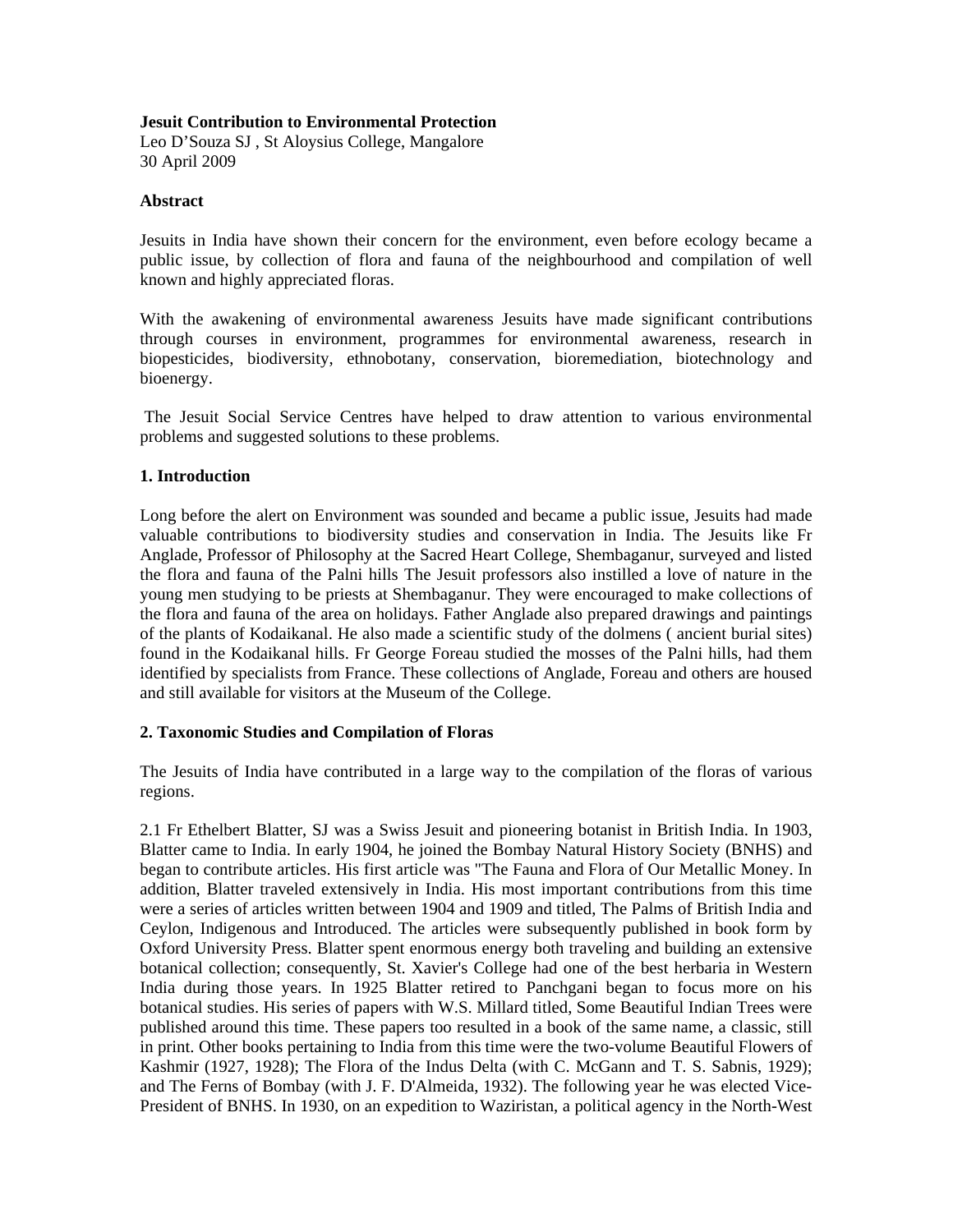**Jesuit Contribution to Environmental Protection**
Leo D'Souza SJ , St Aloysius College, Mangalore
30 April 2009

**Abstract**

Jesuits in India have shown their concern for the environment, even before ecology became a public issue, by collection of flora and fauna of the neighbourhood and compilation of well known and highly appreciated floras.

With the awakening of environmental awareness Jesuits have made significant contributions through courses in environment, programmes for environmental awareness, research in biopesticides, biodiversity, ethnobotany, conservation, bioremediation, biotechnology and bioenergy.

The Jesuit Social Service Centres have helped to draw attention to various environmental problems and suggested solutions to these problems.

**1. Introduction**

Long before the alert on Environment was sounded and became a public issue, Jesuits had made valuable contributions to biodiversity studies and conservation in India. The Jesuits like Fr Anglade, Professor of Philosophy at the Sacred Heart College, Shembaganur, surveyed and listed the flora and fauna of the Palni hills The Jesuit professors also instilled a love of nature in the young men studying to be priests at Shembaganur. They were encouraged to make collections of the flora and fauna of the area on holidays. Father Anglade also prepared drawings and paintings of the plants of Kodaikanal. He also made a scientific study of the dolmens ( ancient burial sites) found in the Kodaikanal hills. Fr George Foreau studied the mosses of the Palni hills, had them identified by specialists from France. These collections of Anglade, Foreau and others are housed and still available for visitors at the Museum of the College.

**2. Taxonomic Studies and Compilation of Floras**

The Jesuits of India have contributed in a large way to the compilation of the floras of various regions.

2.1 Fr Ethelbert Blatter, SJ was a Swiss Jesuit and pioneering botanist in British India. In 1903, Blatter came to India. In early 1904, he joined the Bombay Natural History Society (BNHS) and began to contribute articles. His first article was "The Fauna and Flora of Our Metallic Money. In addition, Blatter traveled extensively in India. His most important contributions from this time were a series of articles written between 1904 and 1909 and titled, The Palms of British India and Ceylon, Indigenous and Introduced. The articles were subsequently published in book form by Oxford University Press. Blatter spent enormous energy both traveling and building an extensive botanical collection; consequently, St. Xavier's College had one of the best herbaria in Western India during those years. In 1925 Blatter retired to Panchgani began to focus more on his botanical studies. His series of papers with W.S. Millard titled, Some Beautiful Indian Trees were published around this time. These papers too resulted in a book of the same name, a classic, still in print. Other books pertaining to India from this time were the two-volume Beautiful Flowers of Kashmir (1927, 1928); The Flora of the Indus Delta (with C. McGann and T. S. Sabnis, 1929); and The Ferns of Bombay (with J. F. D'Almeida, 1932). The following year he was elected Vice-President of BNHS. In 1930, on an expedition to Waziristan, a political agency in the North-West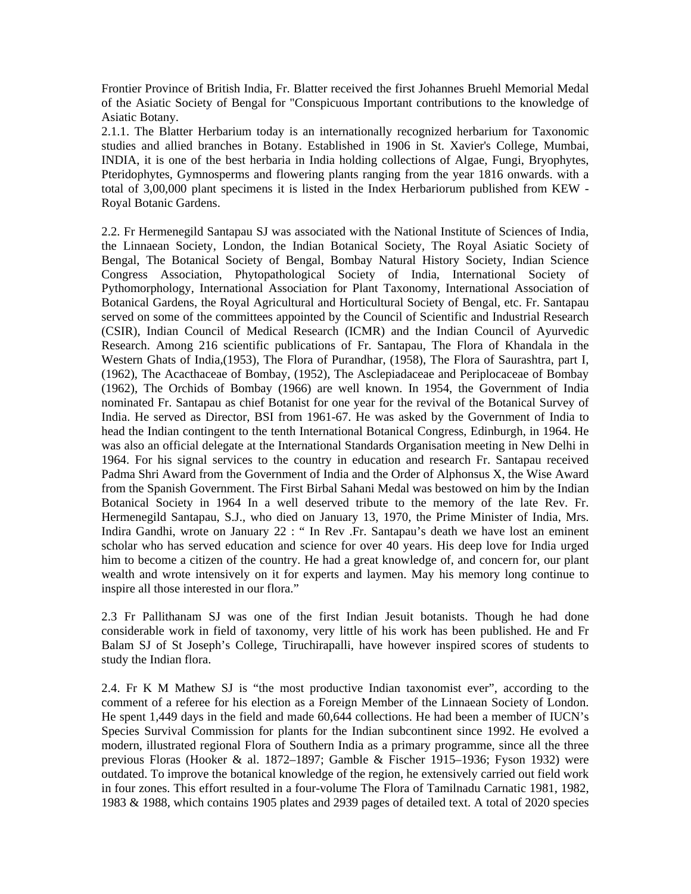Frontier Province of British India, Fr. Blatter received the first Johannes Bruehl Memorial Medal of the Asiatic Society of Bengal for "Conspicuous Important contributions to the knowledge of Asiatic Botany.

2.1.1. The Blatter Herbarium today is an internationally recognized herbarium for Taxonomic studies and allied branches in Botany. Established in 1906 in St. Xavier's College, Mumbai, INDIA, it is one of the best herbaria in India holding collections of Algae, Fungi, Bryophytes, Pteridophytes, Gymnosperms and flowering plants ranging from the year 1816 onwards. with a total of 3,00,000 plant specimens it is listed in the Index Herbariorum published from KEW - Royal Botanic Gardens.

2.2. Fr Hermenegild Santapau SJ was associated with the National Institute of Sciences of India, the Linnaean Society, London, the Indian Botanical Society, The Royal Asiatic Society of Bengal, The Botanical Society of Bengal, Bombay Natural History Society, Indian Science Congress Association, Phytopathological Society of India, International Society of Pythomorphology, International Association for Plant Taxonomy, International Association of Botanical Gardens, the Royal Agricultural and Horticultural Society of Bengal, etc. Fr. Santapau served on some of the committees appointed by the Council of Scientific and Industrial Research (CSIR), Indian Council of Medical Research (ICMR) and the Indian Council of Ayurvedic Research. Among 216 scientific publications of Fr. Santapau, The Flora of Khandala in the Western Ghats of India,(1953), The Flora of Purandhar, (1958), The Flora of Saurashtra, part I, (1962), The Acacthaceae of Bombay, (1952), The Asclepiadaceae and Periplocaceae of Bombay (1962), The Orchids of Bombay (1966) are well known. In 1954, the Government of India nominated Fr. Santapau as chief Botanist for one year for the revival of the Botanical Survey of India. He served as Director, BSI from 1961-67. He was asked by the Government of India to head the Indian contingent to the tenth International Botanical Congress, Edinburgh, in 1964. He was also an official delegate at the International Standards Organisation meeting in New Delhi in 1964. For his signal services to the country in education and research Fr. Santapau received Padma Shri Award from the Government of India and the Order of Alphonsus X, the Wise Award from the Spanish Government. The First Birbal Sahani Medal was bestowed on him by the Indian Botanical Society in 1964 In a well deserved tribute to the memory of the late Rev. Fr. Hermenegild Santapau, S.J., who died on January 13, 1970, the Prime Minister of India, Mrs. Indira Gandhi, wrote on January 22 : " In Rev .Fr. Santapau's death we have lost an eminent scholar who has served education and science for over 40 years. His deep love for India urged him to become a citizen of the country. He had a great knowledge of, and concern for, our plant wealth and wrote intensively on it for experts and laymen. May his memory long continue to inspire all those interested in our flora."

2.3 Fr Pallithanam SJ was one of the first Indian Jesuit botanists. Though he had done considerable work in field of taxonomy, very little of his work has been published. He and Fr Balam SJ of St Joseph's College, Tiruchirapalli, have however inspired scores of students to study the Indian flora.

2.4. Fr K M Mathew SJ is "the most productive Indian taxonomist ever", according to the comment of a referee for his election as a Foreign Member of the Linnaean Society of London. He spent 1,449 days in the field and made 60,644 collections. He had been a member of IUCN's Species Survival Commission for plants for the Indian subcontinent since 1992. He evolved a modern, illustrated regional Flora of Southern India as a primary programme, since all the three previous Floras (Hooker & al. 1872–1897; Gamble & Fischer 1915–1936; Fyson 1932) were outdated. To improve the botanical knowledge of the region, he extensively carried out field work in four zones. This effort resulted in a four-volume The Flora of Tamilnadu Carnatic 1981, 1982, 1983 & 1988, which contains 1905 plates and 2939 pages of detailed text. A total of 2020 species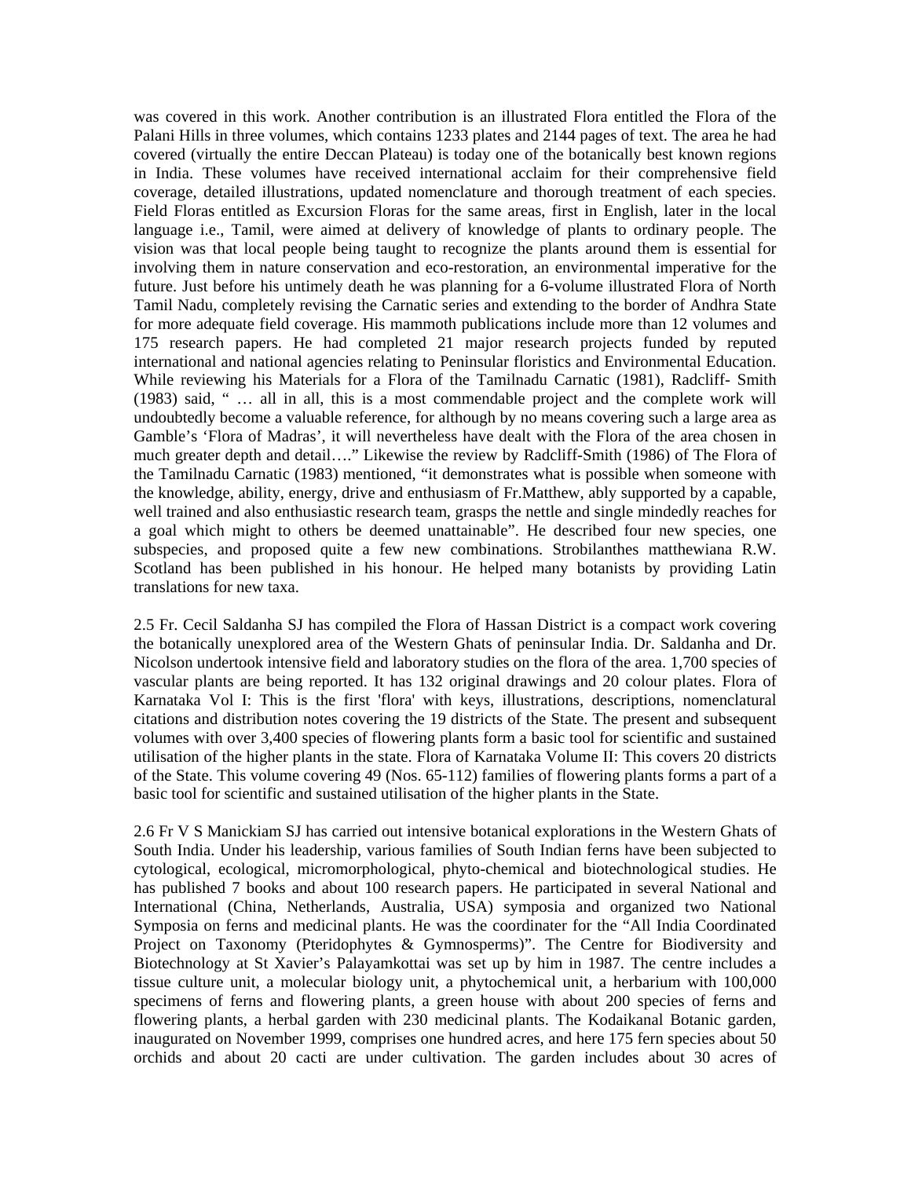was covered in this work. Another contribution is an illustrated Flora entitled the Flora of the Palani Hills in three volumes, which contains 1233 plates and 2144 pages of text. The area he had covered (virtually the entire Deccan Plateau) is today one of the botanically best known regions in India. These volumes have received international acclaim for their comprehensive field coverage, detailed illustrations, updated nomenclature and thorough treatment of each species. Field Floras entitled as Excursion Floras for the same areas, first in English, later in the local language i.e., Tamil, were aimed at delivery of knowledge of plants to ordinary people. The vision was that local people being taught to recognize the plants around them is essential for involving them in nature conservation and eco-restoration, an environmental imperative for the future. Just before his untimely death he was planning for a 6-volume illustrated Flora of North Tamil Nadu, completely revising the Carnatic series and extending to the border of Andhra State for more adequate field coverage. His mammoth publications include more than 12 volumes and 175 research papers. He had completed 21 major research projects funded by reputed international and national agencies relating to Peninsular floristics and Environmental Education. While reviewing his Materials for a Flora of the Tamilnadu Carnatic (1981), Radcliff- Smith (1983) said, " … all in all, this is a most commendable project and the complete work will undoubtedly become a valuable reference, for although by no means covering such a large area as Gamble's 'Flora of Madras', it will nevertheless have dealt with the Flora of the area chosen in much greater depth and detail…." Likewise the review by Radcliff-Smith (1986) of The Flora of the Tamilnadu Carnatic (1983) mentioned, "it demonstrates what is possible when someone with the knowledge, ability, energy, drive and enthusiasm of Fr.Matthew, ably supported by a capable, well trained and also enthusiastic research team, grasps the nettle and single mindedly reaches for a goal which might to others be deemed unattainable". He described four new species, one subspecies, and proposed quite a few new combinations. Strobilanthes matthewiana R.W. Scotland has been published in his honour. He helped many botanists by providing Latin translations for new taxa.

2.5 Fr. Cecil Saldanha SJ has compiled the Flora of Hassan District is a compact work covering the botanically unexplored area of the Western Ghats of peninsular India. Dr. Saldanha and Dr. Nicolson undertook intensive field and laboratory studies on the flora of the area. 1,700 species of vascular plants are being reported. It has 132 original drawings and 20 colour plates. Flora of Karnataka Vol I: This is the first 'flora' with keys, illustrations, descriptions, nomenclatural citations and distribution notes covering the 19 districts of the State. The present and subsequent volumes with over 3,400 species of flowering plants form a basic tool for scientific and sustained utilisation of the higher plants in the state. Flora of Karnataka Volume II: This covers 20 districts of the State. This volume covering 49 (Nos. 65-112) families of flowering plants forms a part of a basic tool for scientific and sustained utilisation of the higher plants in the State.

2.6 Fr V S Manickiam SJ has carried out intensive botanical explorations in the Western Ghats of South India. Under his leadership, various families of South Indian ferns have been subjected to cytological, ecological, micromorphological, phyto-chemical and biotechnological studies. He has published 7 books and about 100 research papers. He participated in several National and International (China, Netherlands, Australia, USA) symposia and organized two National Symposia on ferns and medicinal plants. He was the coordinater for the "All India Coordinated Project on Taxonomy (Pteridophytes & Gymnosperms)". The Centre for Biodiversity and Biotechnology at St Xavier's Palayamkottai was set up by him in 1987. The centre includes a tissue culture unit, a molecular biology unit, a phytochemical unit, a herbarium with 100,000 specimens of ferns and flowering plants, a green house with about 200 species of ferns and flowering plants, a herbal garden with 230 medicinal plants. The Kodaikanal Botanic garden, inaugurated on November 1999, comprises one hundred acres, and here 175 fern species about 50 orchids and about 20 cacti are under cultivation. The garden includes about 30 acres of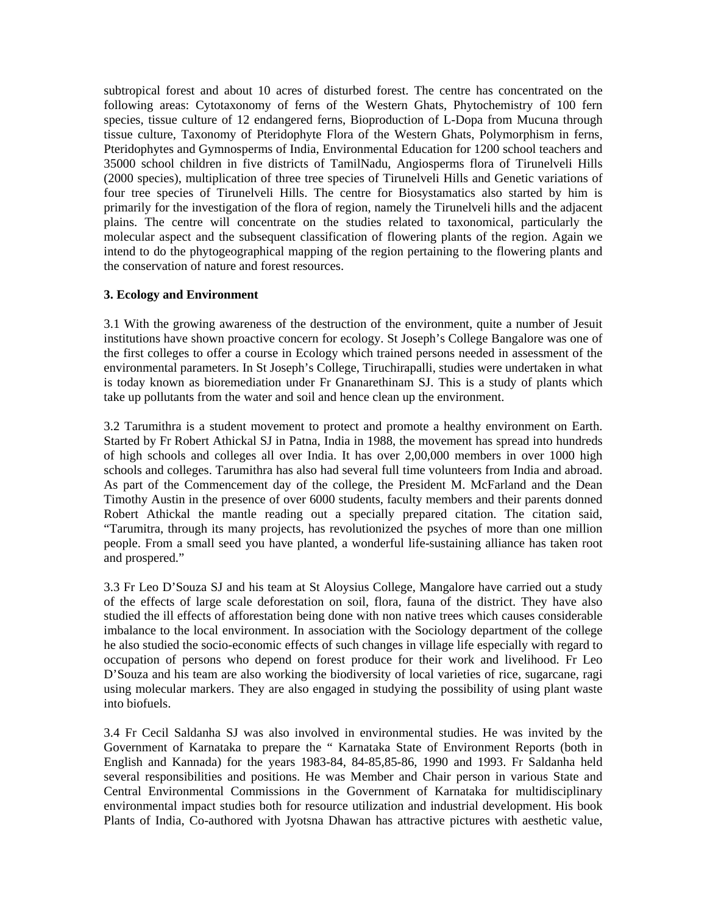subtropical forest and about 10 acres of disturbed forest. The centre has concentrated on the following areas: Cytotaxonomy of ferns of the Western Ghats, Phytochemistry of 100 fern species, tissue culture of 12 endangered ferns, Bioproduction of L-Dopa from Mucuna through tissue culture, Taxonomy of Pteridophyte Flora of the Western Ghats, Polymorphism in ferns, Pteridophytes and Gymnosperms of India, Environmental Education for 1200 school teachers and 35000 school children in five districts of TamilNadu, Angiosperms flora of Tirunelveli Hills (2000 species), multiplication of three tree species of Tirunelveli Hills and Genetic variations of four tree species of Tirunelveli Hills. The centre for Biosystamatics also started by him is primarily for the investigation of the flora of region, namely the Tirunelveli hills and the adjacent plains. The centre will concentrate on the studies related to taxonomical, particularly the molecular aspect and the subsequent classification of flowering plants of the region. Again we intend to do the phytogeographical mapping of the region pertaining to the flowering plants and the conservation of nature and forest resources.

**3. Ecology and Environment**

3.1 With the growing awareness of the destruction of the environment, quite a number of Jesuit institutions have shown proactive concern for ecology. St Joseph's College Bangalore was one of the first colleges to offer a course in Ecology which trained persons needed in assessment of the environmental parameters. In St Joseph's College, Tiruchirapalli, studies were undertaken in what is today known as bioremediation under Fr Gnanarethinam SJ. This is a study of plants which take up pollutants from the water and soil and hence clean up the environment.

3.2 Tarumithra is a student movement to protect and promote a healthy environment on Earth. Started by Fr Robert Athickal SJ in Patna, India in 1988, the movement has spread into hundreds of high schools and colleges all over India. It has over 2,00,000 members in over 1000 high schools and colleges. Tarumithra has also had several full time volunteers from India and abroad. As part of the Commencement day of the college, the President M. McFarland and the Dean Timothy Austin in the presence of over 6000 students, faculty members and their parents donned Robert Athickal the mantle reading out a specially prepared citation. The citation said, "Tarumitra, through its many projects, has revolutionized the psyches of more than one million people. From a small seed you have planted, a wonderful life-sustaining alliance has taken root and prospered."

3.3 Fr Leo D'Souza SJ and his team at St Aloysius College, Mangalore have carried out a study of the effects of large scale deforestation on soil, flora, fauna of the district. They have also studied the ill effects of afforestation being done with non native trees which causes considerable imbalance to the local environment. In association with the Sociology department of the college he also studied the socio-economic effects of such changes in village life especially with regard to occupation of persons who depend on forest produce for their work and livelihood. Fr Leo D'Souza and his team are also working the biodiversity of local varieties of rice, sugarcane, ragi using molecular markers. They are also engaged in studying the possibility of using plant waste into biofuels.

3.4 Fr Cecil Saldanha SJ was also involved in environmental studies. He was invited by the Government of Karnataka to prepare the " Karnataka State of Environment Reports (both in English and Kannada) for the years 1983-84, 84-85,85-86, 1990 and 1993. Fr Saldanha held several responsibilities and positions. He was Member and Chair person in various State and Central Environmental Commissions in the Government of Karnataka for multidisciplinary environmental impact studies both for resource utilization and industrial development. His book Plants of India, Co-authored with Jyotsna Dhawan has attractive pictures with aesthetic value,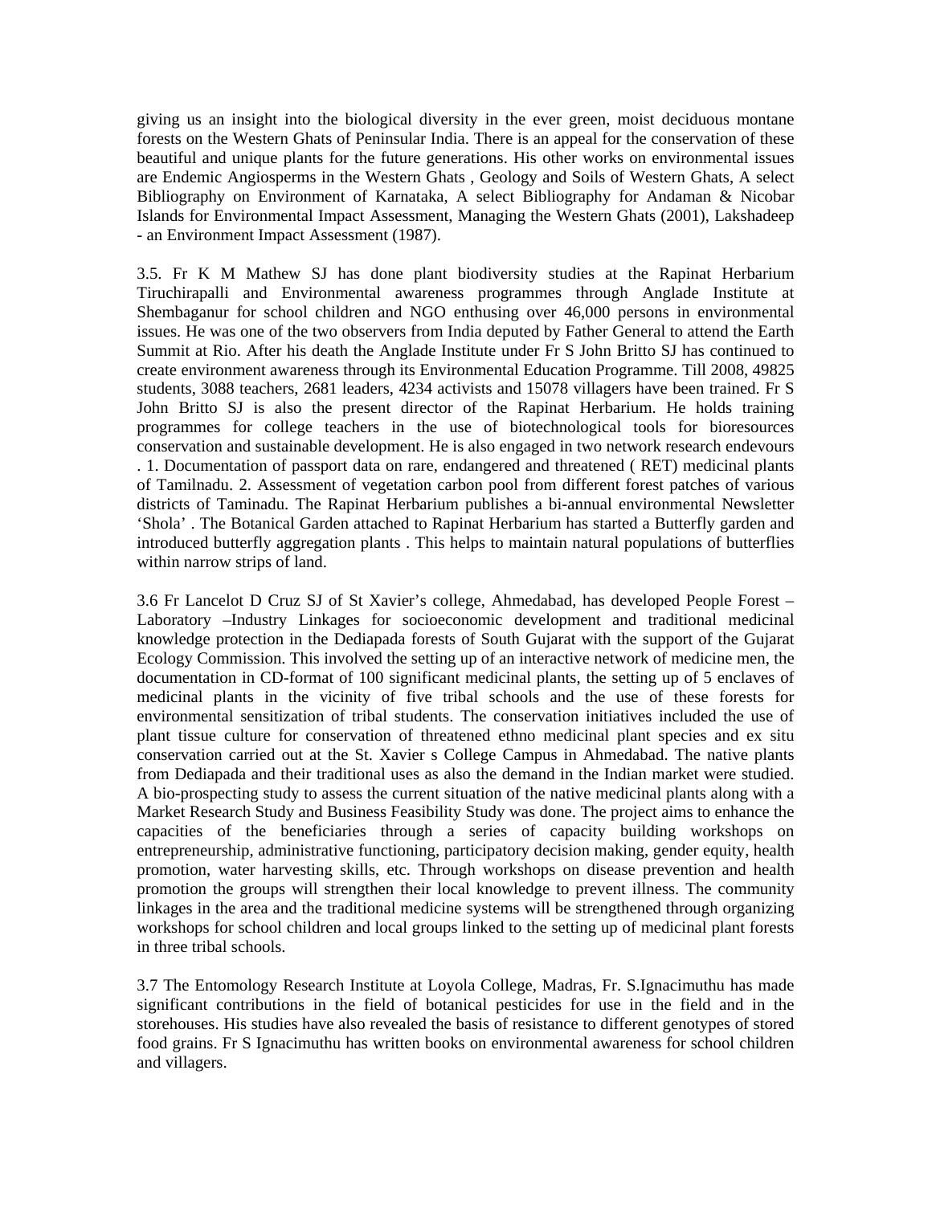giving us an insight into the biological diversity in the ever green, moist deciduous montane forests on the Western Ghats of Peninsular India. There is an appeal for the conservation of these beautiful and unique plants for the future generations. His other works on environmental issues are Endemic Angiosperms in the Western Ghats , Geology and Soils of Western Ghats, A select Bibliography on Environment of Karnataka, A select Bibliography for Andaman & Nicobar Islands for Environmental Impact Assessment, Managing the Western Ghats (2001), Lakshadeep - an Environment Impact Assessment (1987).

3.5. Fr K M Mathew SJ has done plant biodiversity studies at the Rapinat Herbarium Tiruchirapalli and Environmental awareness programmes through Anglade Institute at Shembaganur for school children and NGO enthusing over 46,000 persons in environmental issues. He was one of the two observers from India deputed by Father General to attend the Earth Summit at Rio. After his death the Anglade Institute under Fr S John Britto SJ has continued to create environment awareness through its Environmental Education Programme. Till 2008, 49825 students, 3088 teachers, 2681 leaders, 4234 activists and 15078 villagers have been trained. Fr S John Britto SJ is also the present director of the Rapinat Herbarium. He holds training programmes for college teachers in the use of biotechnological tools for bioresources conservation and sustainable development. He is also engaged in two network research endevours . 1. Documentation of passport data on rare, endangered and threatened ( RET) medicinal plants of Tamilnadu. 2. Assessment of vegetation carbon pool from different forest patches of various districts of Taminadu. The Rapinat Herbarium publishes a bi-annual environmental Newsletter 'Shola' . The Botanical Garden attached to Rapinat Herbarium has started a Butterfly garden and introduced butterfly aggregation plants . This helps to maintain natural populations of butterflies within narrow strips of land.

3.6 Fr Lancelot D Cruz SJ of St Xavier's college, Ahmedabad, has developed People Forest – Laboratory –Industry Linkages for socioeconomic development and traditional medicinal knowledge protection in the Dediapada forests of South Gujarat with the support of the Gujarat Ecology Commission. This involved the setting up of an interactive network of medicine men, the documentation in CD-format of 100 significant medicinal plants, the setting up of 5 enclaves of medicinal plants in the vicinity of five tribal schools and the use of these forests for environmental sensitization of tribal students. The conservation initiatives included the use of plant tissue culture for conservation of threatened ethno medicinal plant species and ex situ conservation carried out at the St. Xavier s College Campus in Ahmedabad. The native plants from Dediapada and their traditional uses as also the demand in the Indian market were studied. A bio-prospecting study to assess the current situation of the native medicinal plants along with a Market Research Study and Business Feasibility Study was done. The project aims to enhance the capacities of the beneficiaries through a series of capacity building workshops on entrepreneurship, administrative functioning, participatory decision making, gender equity, health promotion, water harvesting skills, etc. Through workshops on disease prevention and health promotion the groups will strengthen their local knowledge to prevent illness. The community linkages in the area and the traditional medicine systems will be strengthened through organizing workshops for school children and local groups linked to the setting up of medicinal plant forests in three tribal schools.

3.7 The Entomology Research Institute at Loyola College, Madras, Fr. S.Ignacimuthu has made significant contributions in the field of botanical pesticides for use in the field and in the storehouses. His studies have also revealed the basis of resistance to different genotypes of stored food grains. Fr S Ignacimuthu has written books on environmental awareness for school children and villagers.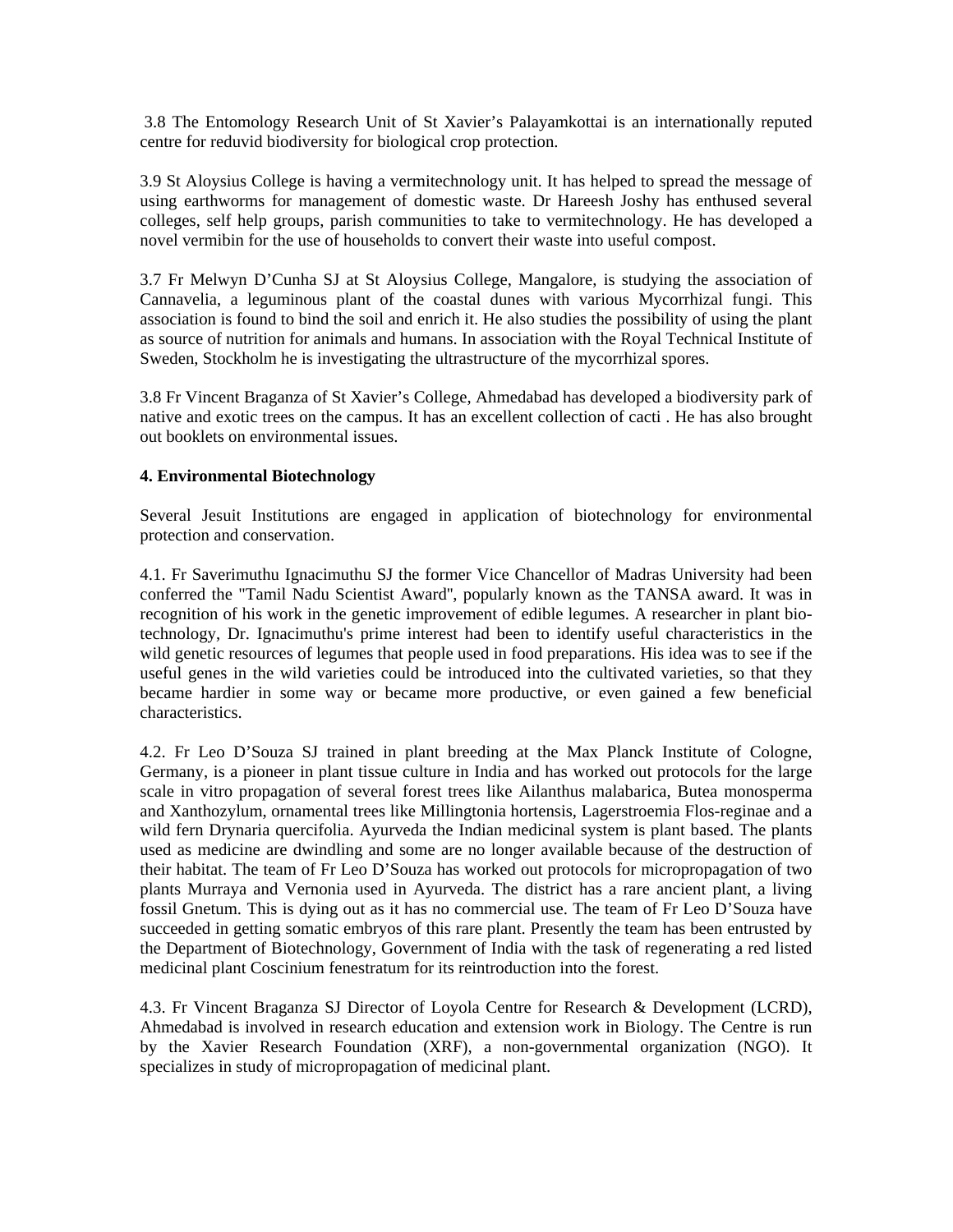3.8 The Entomology Research Unit of St Xavier's Palayamkottai is an internationally reputed centre for reduvid biodiversity for biological crop protection.

3.9 St Aloysius College is having a vermitechnology unit. It has helped to spread the message of using earthworms for management of domestic waste. Dr Hareesh Joshy has enthused several colleges, self help groups, parish communities to take to vermitechnology. He has developed a novel vermibin for the use of households to convert their waste into useful compost.

3.7 Fr Melwyn D'Cunha SJ at St Aloysius College, Mangalore, is studying the association of Cannavelia, a leguminous plant of the coastal dunes with various Mycorrhizal fungi. This association is found to bind the soil and enrich it. He also studies the possibility of using the plant as source of nutrition for animals and humans. In association with the Royal Technical Institute of Sweden, Stockholm he is investigating the ultrastructure of the mycorrhizal spores.

3.8 Fr Vincent Braganza of St Xavier's College, Ahmedabad has developed a biodiversity park of native and exotic trees on the campus. It has an excellent collection of cacti . He has also brought out booklets on environmental issues.

**4. Environmental Biotechnology**

Several Jesuit Institutions are engaged in application of biotechnology for environmental protection and conservation.

4.1. Fr Saverimuthu Ignacimuthu SJ the former Vice Chancellor of Madras University had been conferred the "Tamil Nadu Scientist Award", popularly known as the TANSA award. It was in recognition of his work in the genetic improvement of edible legumes. A researcher in plant bio-technology, Dr. Ignacimuthu's prime interest had been to identify useful characteristics in the wild genetic resources of legumes that people used in food preparations. His idea was to see if the useful genes in the wild varieties could be introduced into the cultivated varieties, so that they became hardier in some way or became more productive, or even gained a few beneficial characteristics.

4.2. Fr Leo D'Souza SJ trained in plant breeding at the Max Planck Institute of Cologne, Germany, is a pioneer in plant tissue culture in India and has worked out protocols for the large scale in vitro propagation of several forest trees like Ailanthus malabarica, Butea monosperma and Xanthozylum, ornamental trees like Millingtonia hortensis, Lagerstroemia Flos-reginae and a wild fern Drynaria quercifolia. Ayurveda the Indian medicinal system is plant based. The plants used as medicine are dwindling and some are no longer available because of the destruction of their habitat. The team of Fr Leo D'Souza has worked out protocols for micropropagation of two plants Murraya and Vernonia used in Ayurveda. The district has a rare ancient plant, a living fossil Gnetum. This is dying out as it has no commercial use. The team of Fr Leo D'Souza have succeeded in getting somatic embryos of this rare plant. Presently the team has been entrusted by the Department of Biotechnology, Government of India with the task of regenerating a red listed medicinal plant Coscinium fenestratum for its reintroduction into the forest.

4.3. Fr Vincent Braganza SJ Director of Loyola Centre for Research & Development (LCRD), Ahmedabad is involved in research education and extension work in Biology. The Centre is run by the Xavier Research Foundation (XRF), a non-governmental organization (NGO). It specializes in study of micropropagation of medicinal plant.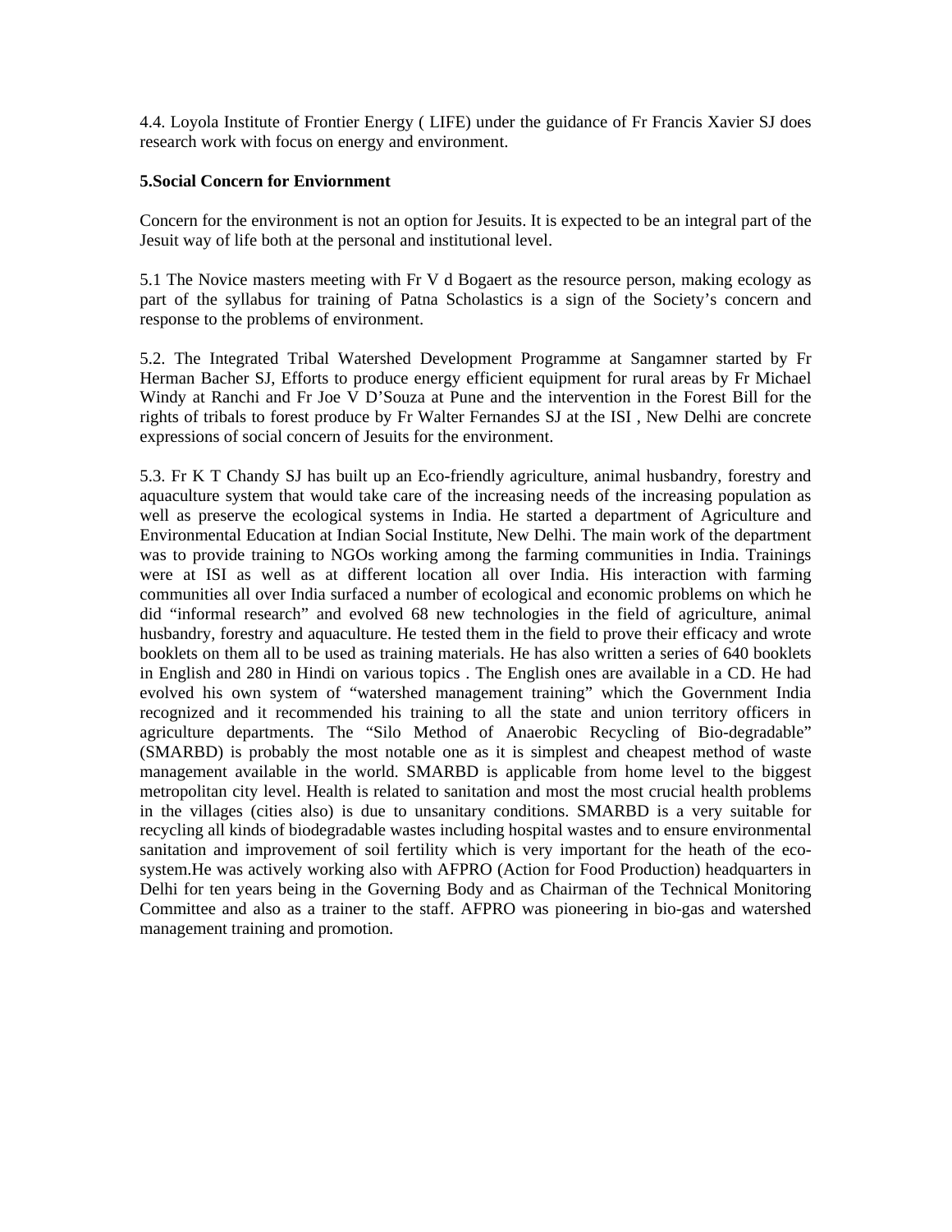4.4. Loyola Institute of Frontier Energy ( LIFE) under the guidance of Fr Francis Xavier SJ does research work with focus on energy and environment.

**5.Social Concern for Enviornment**

Concern for the environment is not an option for Jesuits. It is expected to be an integral part of the Jesuit way of life both at the personal and institutional level.

5.1 The Novice masters meeting with Fr V d Bogaert as the resource person, making ecology as part of the syllabus for training of Patna Scholastics is a sign of the Society's concern and response to the problems of environment.

5.2. The Integrated Tribal Watershed Development Programme at Sangamner started by Fr Herman Bacher SJ, Efforts to produce energy efficient equipment for rural areas by Fr Michael Windy at Ranchi and Fr Joe V D'Souza at Pune and the intervention in the Forest Bill for the rights of tribals to forest produce by Fr Walter Fernandes SJ at the ISI , New Delhi are concrete expressions of social concern of Jesuits for the environment.

5.3. Fr K T Chandy SJ has built up an Eco-friendly agriculture, animal husbandry, forestry and aquaculture system that would take care of the increasing needs of the increasing population as well as preserve the ecological systems in India. He started a department of Agriculture and Environmental Education at Indian Social Institute, New Delhi. The main work of the department was to provide training to NGOs working among the farming communities in India. Trainings were at ISI as well as at different location all over India. His interaction with farming communities all over India surfaced a number of ecological and economic problems on which he did "informal research" and evolved 68 new technologies in the field of agriculture, animal husbandry, forestry and aquaculture. He tested them in the field to prove their efficacy and wrote booklets on them all to be used as training materials. He has also written a series of 640 booklets in English and 280 in Hindi on various topics . The English ones are available in a CD. He had evolved his own system of "watershed management training" which the Government India recognized and it recommended his training to all the state and union territory officers in agriculture departments. The "Silo Method of Anaerobic Recycling of Bio-degradable" (SMARBD) is probably the most notable one as it is simplest and cheapest method of waste management available in the world. SMARBD is applicable from home level to the biggest metropolitan city level. Health is related to sanitation and most the most crucial health problems in the villages (cities also) is due to unsanitary conditions. SMARBD is a very suitable for recycling all kinds of biodegradable wastes including hospital wastes and to ensure environmental sanitation and improvement of soil fertility which is very important for the heath of the eco-system.He was actively working also with AFPRO (Action for Food Production) headquarters in Delhi for ten years being in the Governing Body and as Chairman of the Technical Monitoring Committee and also as a trainer to the staff. AFPRO was pioneering in bio-gas and watershed management training and promotion.